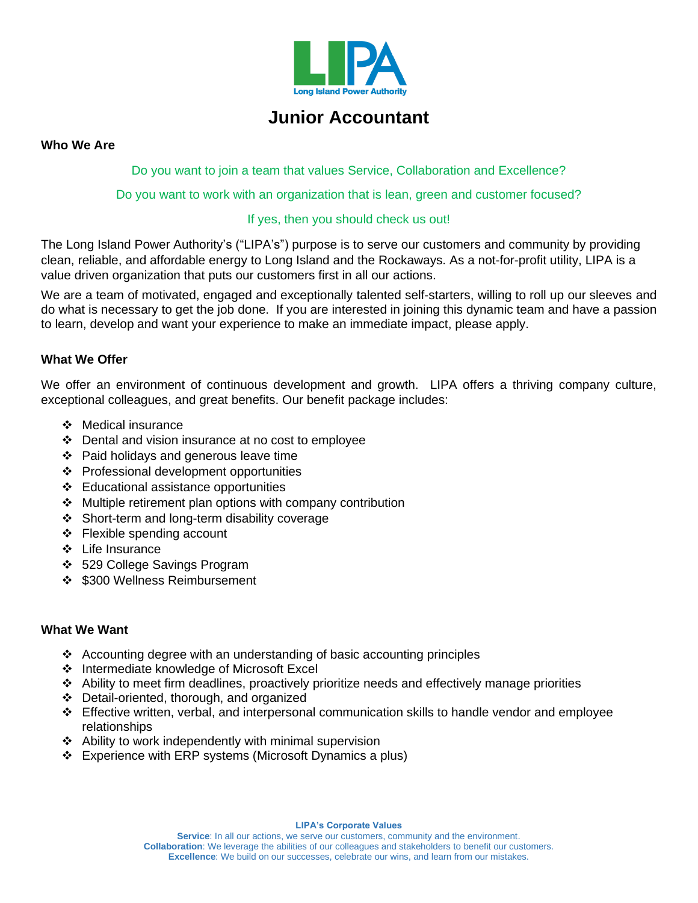LIPA
Long Island Power Authority

# Junior Accountant

**Who We Are**

Do you want to join a team that values Service, Collaboration and Excellence?

Do you want to work with an organization that is lean, green and customer focused?

If yes, then you should check us out!

The Long Island Power Authority's ("LIPA's") purpose is to serve our customers and community by providing clean, reliable, and affordable energy to Long Island and the Rockaways. As a not-for-profit utility, LIPA is a value driven organization that puts our customers first in all our actions.

We are a team of motivated, engaged and exceptionally talented self-starters, willing to roll up our sleeves and do what is necessary to get the job done. If you are interested in joining this dynamic team and have a passion to learn, develop and want your experience to make an immediate impact, please apply.

**What We Offer**

We offer an environment of continuous development and growth. LIPA offers a thriving company culture, exceptional colleagues, and great benefits. Our benefit package includes:

- Medical insurance
- Dental and vision insurance at no cost to employee
- Paid holidays and generous leave time
- Professional development opportunities
- Educational assistance opportunities
- Multiple retirement plan options with company contribution
- Short-term and long-term disability coverage
- Flexible spending account
- Life Insurance
- 529 College Savings Program
- $300 Wellness Reimbursement

**What We Want**

- Accounting degree with an understanding of basic accounting principles
- Intermediate knowledge of Microsoft Excel
- Ability to meet firm deadlines, proactively prioritize needs and effectively manage priorities
- Detail-oriented, thorough, and organized
- Effective written, verbal, and interpersonal communication skills to handle vendor and employee relationships
- Ability to work independently with minimal supervision
- Experience with ERP systems (Microsoft Dynamics a plus)

**LIPA's Corporate Values**

**Service**: In all our actions, we serve our customers, community and the environment.
**Collaboration**: We leverage the abilities of our colleagues and stakeholders to benefit our customers.
**Excellence**: We build on our successes, celebrate our wins, and learn from our mistakes.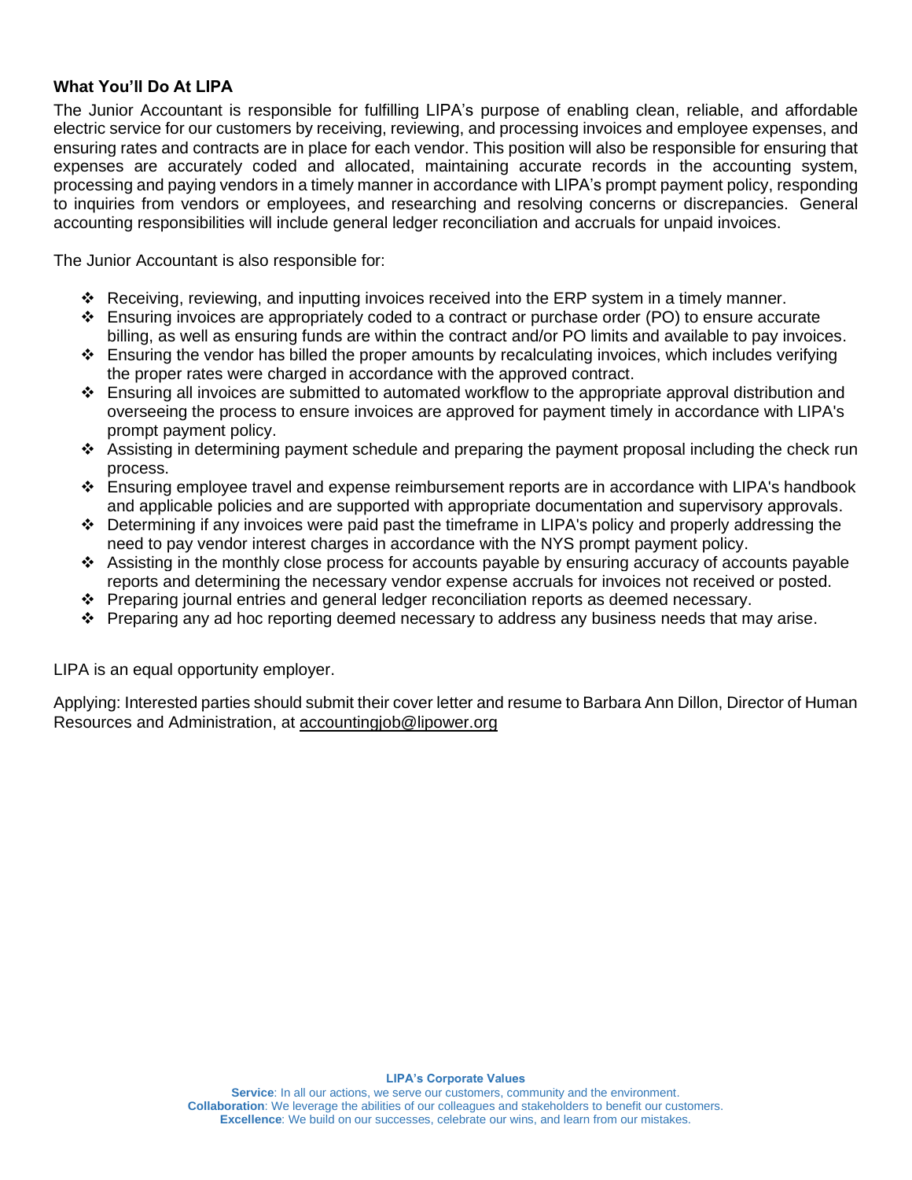### What You'll Do At LIPA

The Junior Accountant is responsible for fulfilling LIPA's purpose of enabling clean, reliable, and affordable electric service for our customers by receiving, reviewing, and processing invoices and employee expenses, and ensuring rates and contracts are in place for each vendor. This position will also be responsible for ensuring that expenses are accurately coded and allocated, maintaining accurate records in the accounting system, processing and paying vendors in a timely manner in accordance with LIPA's prompt payment policy, responding to inquiries from vendors or employees, and researching and resolving concerns or discrepancies. General accounting responsibilities will include general ledger reconciliation and accruals for unpaid invoices.

The Junior Accountant is also responsible for:

- Receiving, reviewing, and inputting invoices received into the ERP system in a timely manner.
- Ensuring invoices are appropriately coded to a contract or purchase order (PO) to ensure accurate billing, as well as ensuring funds are within the contract and/or PO limits and available to pay invoices.
- Ensuring the vendor has billed the proper amounts by recalculating invoices, which includes verifying the proper rates were charged in accordance with the approved contract.
- Ensuring all invoices are submitted to automated workflow to the appropriate approval distribution and overseeing the process to ensure invoices are approved for payment timely in accordance with LIPA's prompt payment policy.
- Assisting in determining payment schedule and preparing the payment proposal including the check run process.
- Ensuring employee travel and expense reimbursement reports are in accordance with LIPA's handbook and applicable policies and are supported with appropriate documentation and supervisory approvals.
- Determining if any invoices were paid past the timeframe in LIPA's policy and properly addressing the need to pay vendor interest charges in accordance with the NYS prompt payment policy.
- Assisting in the monthly close process for accounts payable by ensuring accuracy of accounts payable reports and determining the necessary vendor expense accruals for invoices not received or posted.
- Preparing journal entries and general ledger reconciliation reports as deemed necessary.
- Preparing any ad hoc reporting deemed necessary to address any business needs that may arise.

LIPA is an equal opportunity employer.

Applying: Interested parties should submit their cover letter and resume to Barbara Ann Dillon, Director of Human Resources and Administration, at accountingjob@lipower.org

**LIPA's Corporate Values**

**Service**: In all our actions, we serve our customers, community and the environment.
**Collaboration**: We leverage the abilities of our colleagues and stakeholders to benefit our customers.
**Excellence**: We build on our successes, celebrate our wins, and learn from our mistakes.